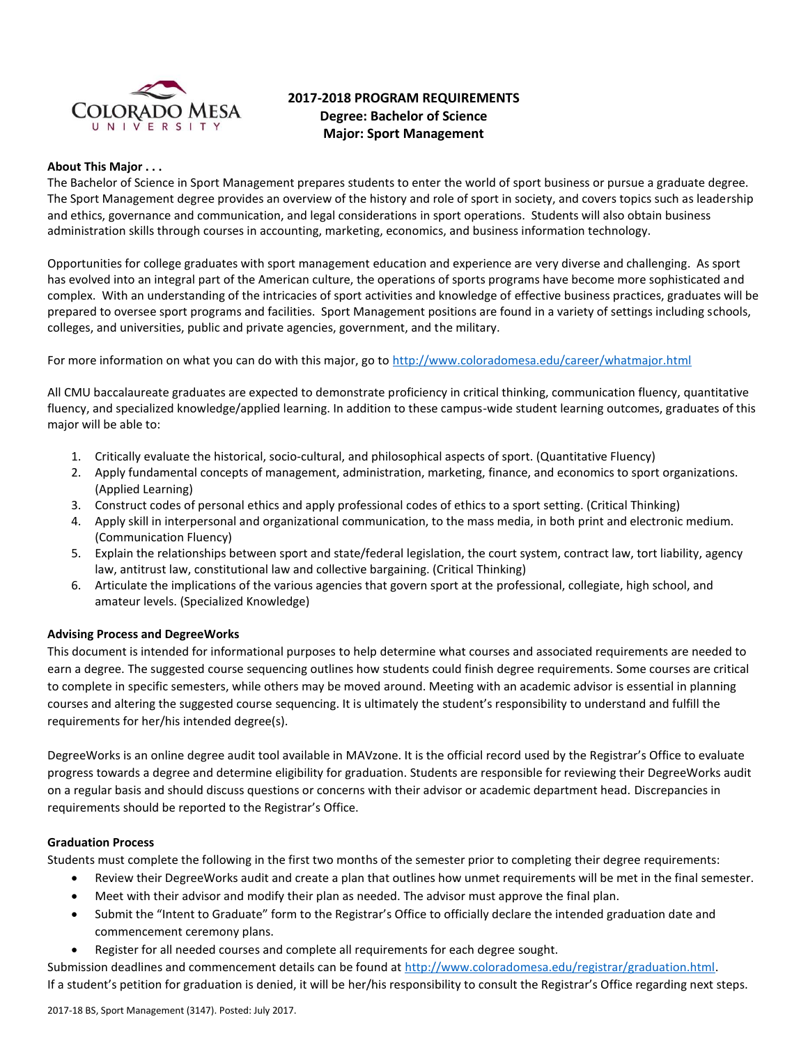# 2017-2018 PROGRAM REQUIREMENTS
## Degree: Bachelor of Science
## Major: Sport Management

**About This Major . . .**

The Bachelor of Science in Sport Management prepares students to enter the world of sport business or pursue a graduate degree. The Sport Management degree provides an overview of the history and role of sport in society, and covers topics such as leadership and ethics, governance and communication, and legal considerations in sport operations. Students will also obtain business administration skills through courses in accounting, marketing, economics, and business information technology.

Opportunities for college graduates with sport management education and experience are very diverse and challenging. As sport has evolved into an integral part of the American culture, the operations of sports programs have become more sophisticated and complex. With an understanding of the intricacies of sport activities and knowledge of effective business practices, graduates will be prepared to oversee sport programs and facilities. Sport Management positions are found in a variety of settings including schools, colleges, and universities, public and private agencies, government, and the military.

For more information on what you can do with this major, go to http://www.coloradomesa.edu/career/whatmajor.html

All CMU baccalaureate graduates are expected to demonstrate proficiency in critical thinking, communication fluency, quantitative fluency, and specialized knowledge/applied learning. In addition to these campus-wide student learning outcomes, graduates of this major will be able to:

1. Critically evaluate the historical, socio-cultural, and philosophical aspects of sport. (Quantitative Fluency)
2. Apply fundamental concepts of management, administration, marketing, finance, and economics to sport organizations. (Applied Learning)
3. Construct codes of personal ethics and apply professional codes of ethics to a sport setting. (Critical Thinking)
4. Apply skill in interpersonal and organizational communication, to the mass media, in both print and electronic medium. (Communication Fluency)
5. Explain the relationships between sport and state/federal legislation, the court system, contract law, tort liability, agency law, antitrust law, constitutional law and collective bargaining. (Critical Thinking)
6. Articulate the implications of the various agencies that govern sport at the professional, collegiate, high school, and amateur levels. (Specialized Knowledge)

**Advising Process and DegreeWorks**

This document is intended for informational purposes to help determine what courses and associated requirements are needed to earn a degree. The suggested course sequencing outlines how students could finish degree requirements. Some courses are critical to complete in specific semesters, while others may be moved around. Meeting with an academic advisor is essential in planning courses and altering the suggested course sequencing. It is ultimately the student's responsibility to understand and fulfill the requirements for her/his intended degree(s).

DegreeWorks is an online degree audit tool available in MAVzone. It is the official record used by the Registrar's Office to evaluate progress towards a degree and determine eligibility for graduation. Students are responsible for reviewing their DegreeWorks audit on a regular basis and should discuss questions or concerns with their advisor or academic department head. Discrepancies in requirements should be reported to the Registrar's Office.

**Graduation Process**

Students must complete the following in the first two months of the semester prior to completing their degree requirements:

- Review their DegreeWorks audit and create a plan that outlines how unmet requirements will be met in the final semester.
- Meet with their advisor and modify their plan as needed. The advisor must approve the final plan.
- Submit the "Intent to Graduate" form to the Registrar's Office to officially declare the intended graduation date and commencement ceremony plans.
- Register for all needed courses and complete all requirements for each degree sought.

Submission deadlines and commencement details can be found at http://www.coloradomesa.edu/registrar/graduation.html.
If a student's petition for graduation is denied, it will be her/his responsibility to consult the Registrar's Office regarding next steps.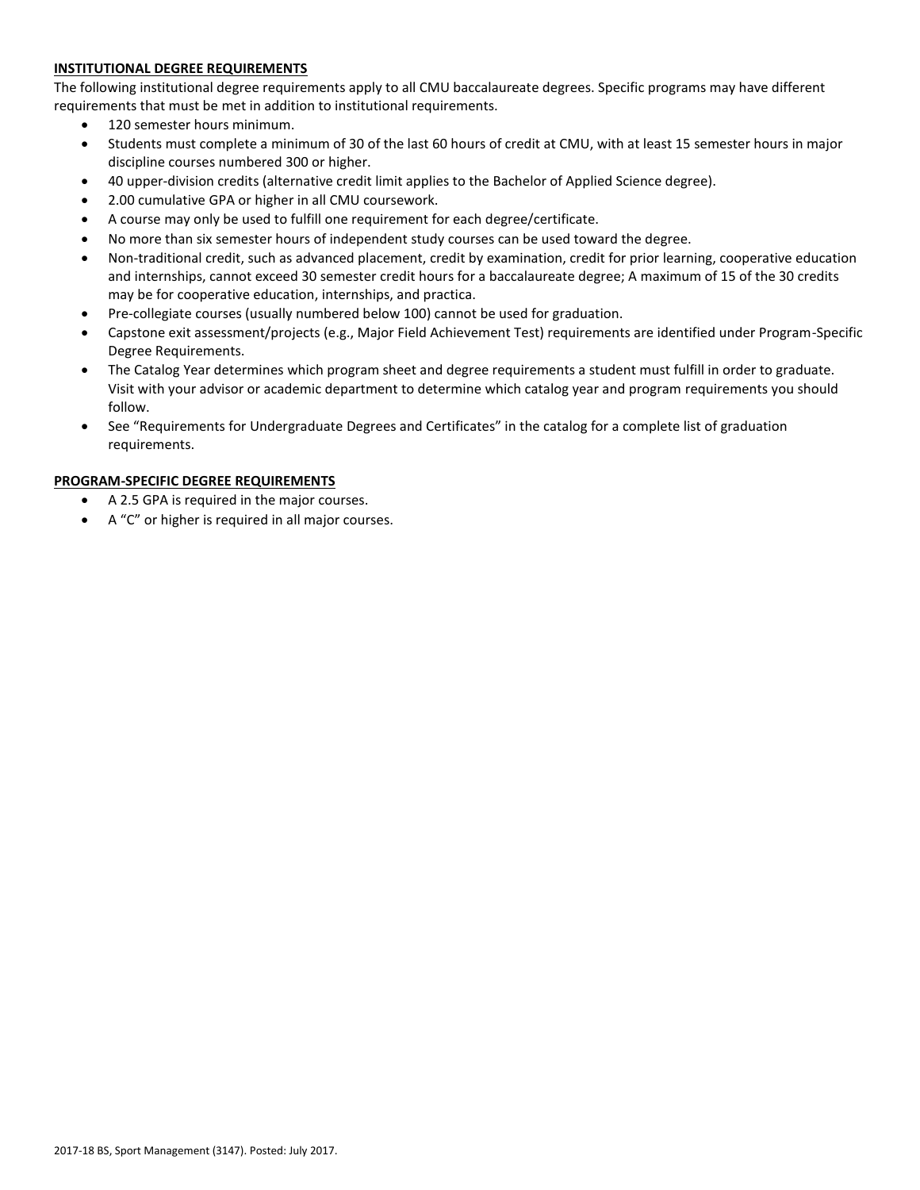**INSTITUTIONAL DEGREE REQUIREMENTS**

The following institutional degree requirements apply to all CMU baccalaureate degrees. Specific programs may have different requirements that must be met in addition to institutional requirements.

- 120 semester hours minimum.
- Students must complete a minimum of 30 of the last 60 hours of credit at CMU, with at least 15 semester hours in major discipline courses numbered 300 or higher.
- 40 upper-division credits (alternative credit limit applies to the Bachelor of Applied Science degree).
- 2.00 cumulative GPA or higher in all CMU coursework.
- A course may only be used to fulfill one requirement for each degree/certificate.
- No more than six semester hours of independent study courses can be used toward the degree.
- Non-traditional credit, such as advanced placement, credit by examination, credit for prior learning, cooperative education and internships, cannot exceed 30 semester credit hours for a baccalaureate degree; A maximum of 15 of the 30 credits may be for cooperative education, internships, and practica.
- Pre-collegiate courses (usually numbered below 100) cannot be used for graduation.
- Capstone exit assessment/projects (e.g., Major Field Achievement Test) requirements are identified under Program-Specific Degree Requirements.
- The Catalog Year determines which program sheet and degree requirements a student must fulfill in order to graduate. Visit with your advisor or academic department to determine which catalog year and program requirements you should follow.
- See "Requirements for Undergraduate Degrees and Certificates" in the catalog for a complete list of graduation requirements.

**PROGRAM-SPECIFIC DEGREE REQUIREMENTS**

- A 2.5 GPA is required in the major courses.
- A "C" or higher is required in all major courses.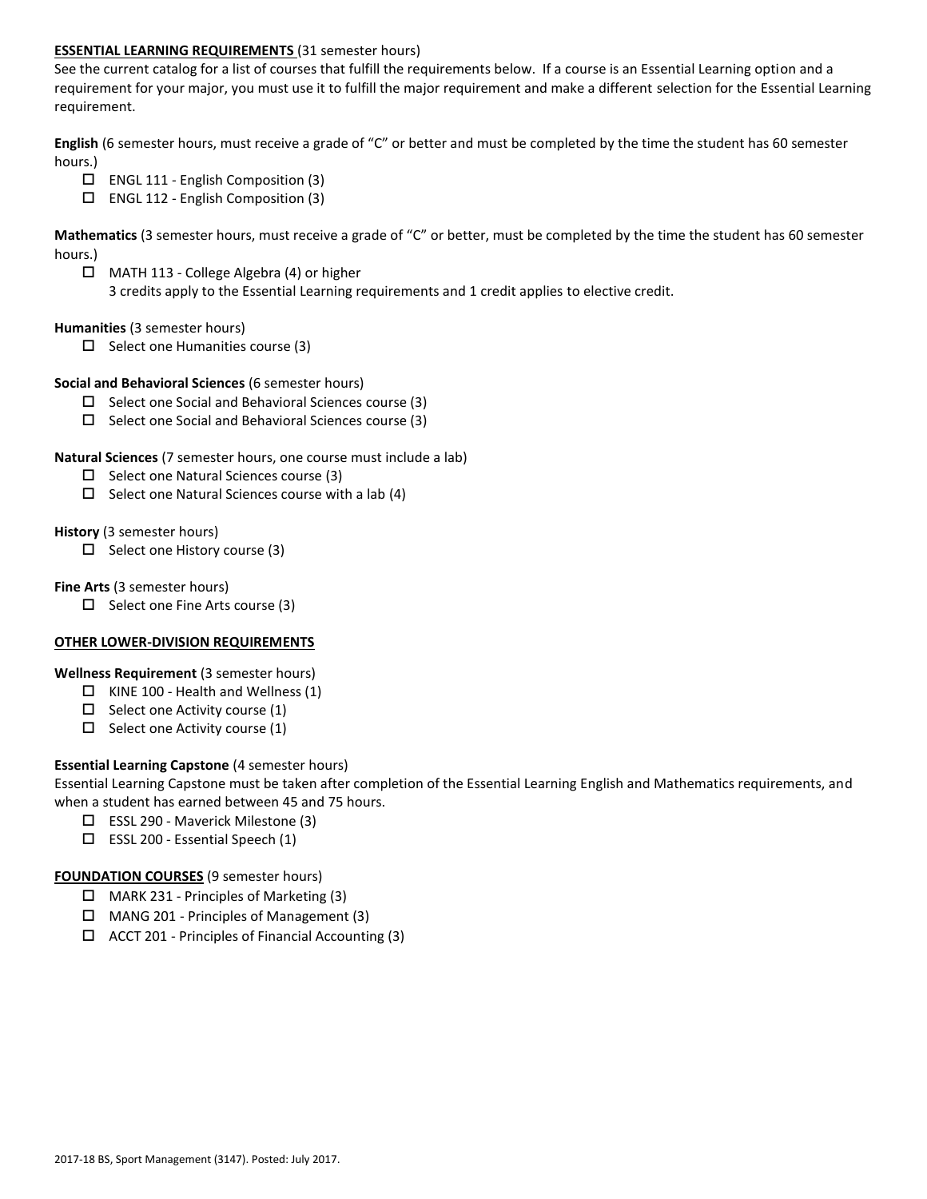**ESSENTIAL LEARNING REQUIREMENTS** (31 semester hours)
See the current catalog for a list of courses that fulfill the requirements below. If a course is an Essential Learning option and a requirement for your major, you must use it to fulfill the major requirement and make a different selection for the Essential Learning requirement.

**English** (6 semester hours, must receive a grade of "C" or better and must be completed by the time the student has 60 semester hours.)

- ☐ ENGL 111 - English Composition (3)
- ☐ ENGL 112 - English Composition (3)

**Mathematics** (3 semester hours, must receive a grade of "C" or better, must be completed by the time the student has 60 semester hours.)

- ☐ MATH 113 - College Algebra (4) or higher
  3 credits apply to the Essential Learning requirements and 1 credit applies to elective credit.

**Humanities** (3 semester hours)

- ☐ Select one Humanities course (3)

**Social and Behavioral Sciences** (6 semester hours)

- ☐ Select one Social and Behavioral Sciences course (3)
- ☐ Select one Social and Behavioral Sciences course (3)

**Natural Sciences** (7 semester hours, one course must include a lab)

- ☐ Select one Natural Sciences course (3)
- ☐ Select one Natural Sciences course with a lab (4)

**History** (3 semester hours)

- ☐ Select one History course (3)

**Fine Arts** (3 semester hours)

- ☐ Select one Fine Arts course (3)

**OTHER LOWER-DIVISION REQUIREMENTS**

**Wellness Requirement** (3 semester hours)

- ☐ KINE 100 - Health and Wellness (1)
- ☐ Select one Activity course (1)
- ☐ Select one Activity course (1)

**Essential Learning Capstone** (4 semester hours)
Essential Learning Capstone must be taken after completion of the Essential Learning English and Mathematics requirements, and when a student has earned between 45 and 75 hours.

- ☐ ESSL 290 - Maverick Milestone (3)
- ☐ ESSL 200 - Essential Speech (1)

**FOUNDATION COURSES** (9 semester hours)

- ☐ MARK 231 - Principles of Marketing (3)
- ☐ MANG 201 - Principles of Management (3)
- ☐ ACCT 201 - Principles of Financial Accounting (3)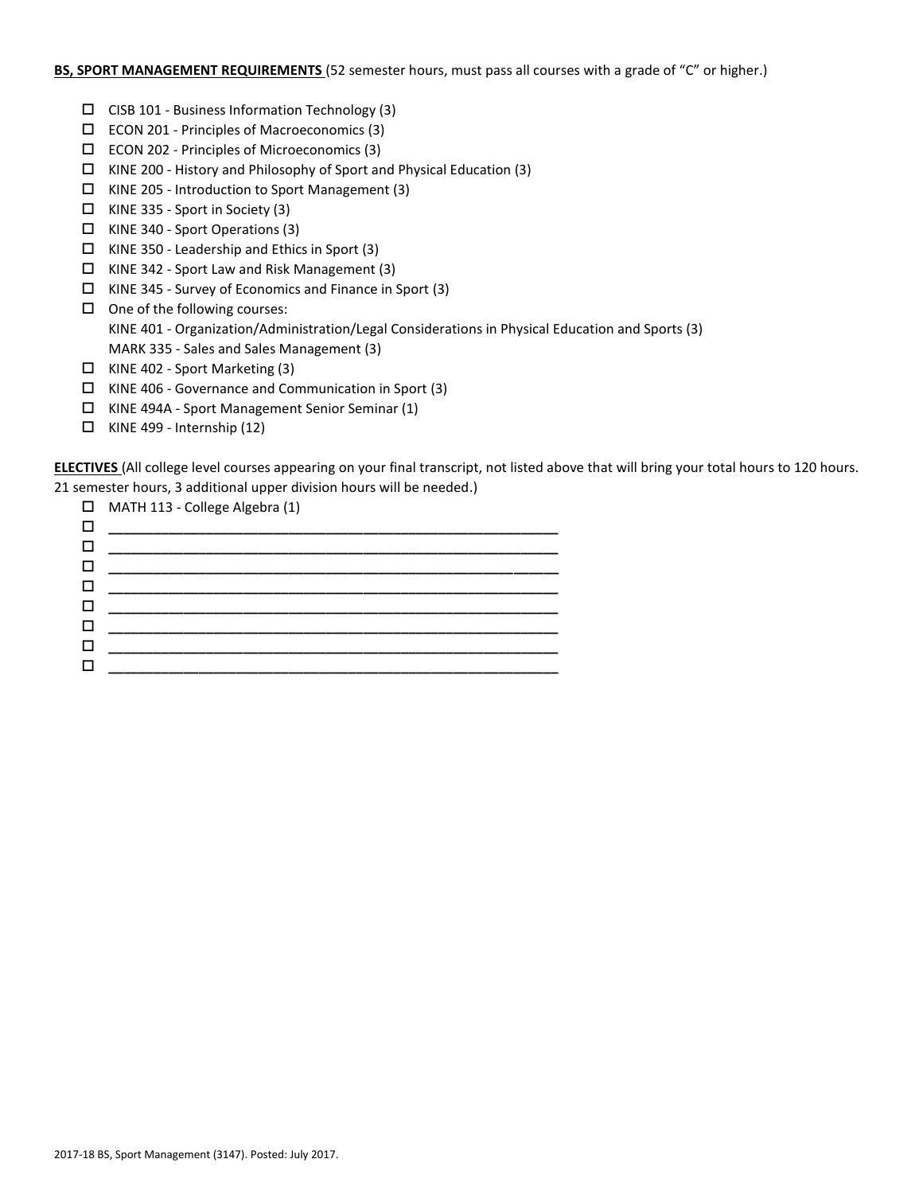**BS, SPORT MANAGEMENT REQUIREMENTS** (52 semester hours, must pass all courses with a grade of "C" or higher.)

- ☐ CISB 101 - Business Information Technology (3)
- ☐ ECON 201 - Principles of Macroeconomics (3)
- ☐ ECON 202 - Principles of Microeconomics (3)
- ☐ KINE 200 - History and Philosophy of Sport and Physical Education (3)
- ☐ KINE 205 - Introduction to Sport Management (3)
- ☐ KINE 335 - Sport in Society (3)
- ☐ KINE 340 - Sport Operations (3)
- ☐ KINE 350 - Leadership and Ethics in Sport (3)
- ☐ KINE 342 - Sport Law and Risk Management (3)
- ☐ KINE 345 - Survey of Economics and Finance in Sport (3)
- ☐ One of the following courses:
  KINE 401 - Organization/Administration/Legal Considerations in Physical Education and Sports (3)
  MARK 335 - Sales and Sales Management (3)
- ☐ KINE 402 - Sport Marketing (3)
- ☐ KINE 406 - Governance and Communication in Sport (3)
- ☐ KINE 494A - Sport Management Senior Seminar (1)
- ☐ KINE 499 - Internship (12)

**ELECTIVES** (All college level courses appearing on your final transcript, not listed above that will bring your total hours to 120 hours. 21 semester hours, 3 additional upper division hours will be needed.)

- ☐ MATH 113 - College Algebra (1)
- ☐ ____________________________________________
- ☐ ____________________________________________
- ☐ ____________________________________________
- ☐ ____________________________________________
- ☐ ____________________________________________
- ☐ ____________________________________________
- ☐ ____________________________________________
- ☐ ____________________________________________

2017-18 BS, Sport Management (3147). Posted: July 2017.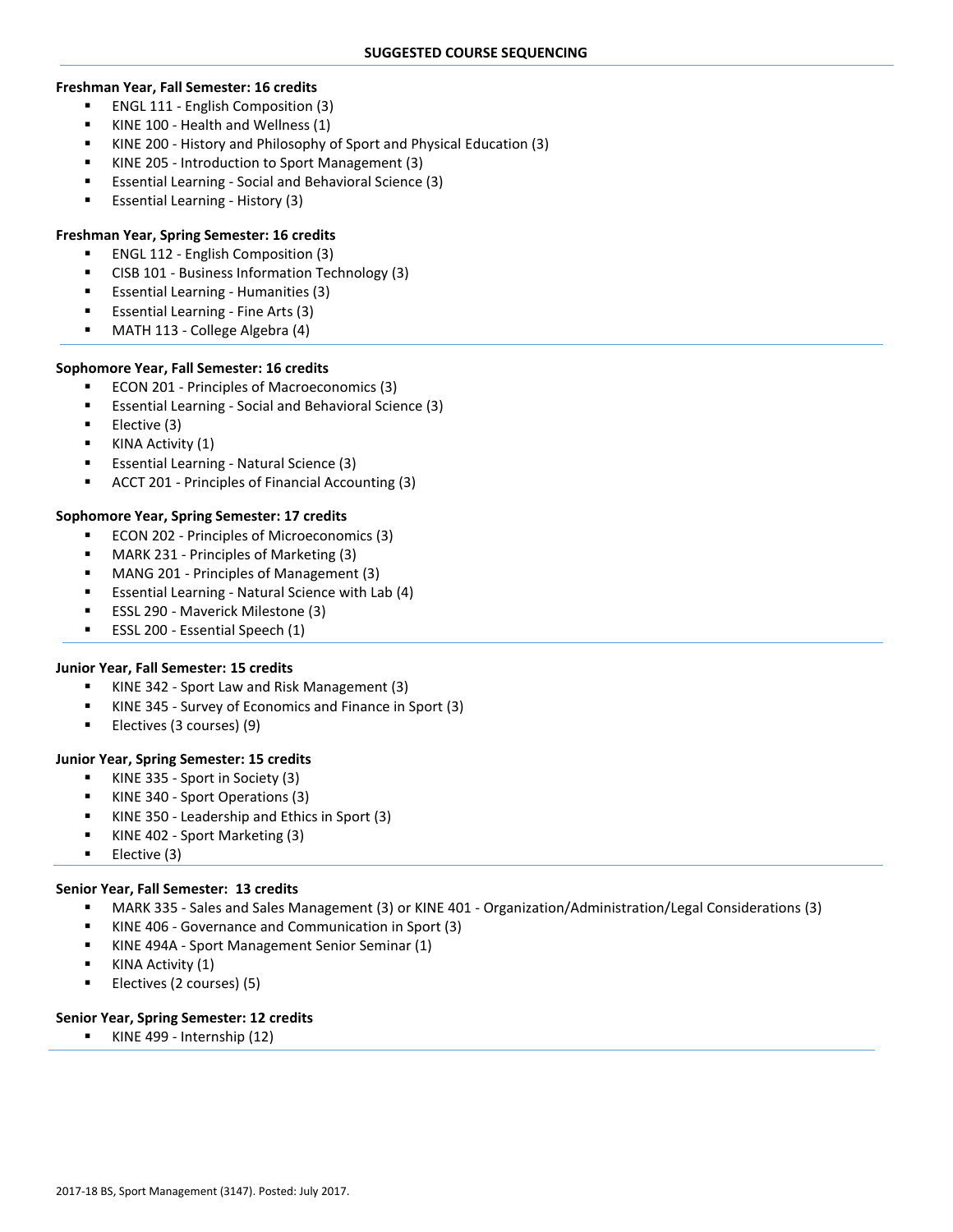## SUGGESTED COURSE SEQUENCING

**Freshman Year, Fall Semester: 16 credits**

- ENGL 111 - English Composition (3)
- KINE 100 - Health and Wellness (1)
- KINE 200 - History and Philosophy of Sport and Physical Education (3)
- KINE 205 - Introduction to Sport Management (3)
- Essential Learning - Social and Behavioral Science (3)
- Essential Learning - History (3)

**Freshman Year, Spring Semester: 16 credits**

- ENGL 112 - English Composition (3)
- CISB 101 - Business Information Technology (3)
- Essential Learning - Humanities (3)
- Essential Learning - Fine Arts (3)
- MATH 113 - College Algebra (4)

**Sophomore Year, Fall Semester: 16 credits**

- ECON 201 - Principles of Macroeconomics (3)
- Essential Learning - Social and Behavioral Science (3)
- Elective (3)
- KINA Activity (1)
- Essential Learning - Natural Science (3)
- ACCT 201 - Principles of Financial Accounting (3)

**Sophomore Year, Spring Semester: 17 credits**

- ECON 202 - Principles of Microeconomics (3)
- MARK 231 - Principles of Marketing (3)
- MANG 201 - Principles of Management (3)
- Essential Learning - Natural Science with Lab (4)
- ESSL 290 - Maverick Milestone (3)
- ESSL 200 - Essential Speech (1)

**Junior Year, Fall Semester: 15 credits**

- KINE 342 - Sport Law and Risk Management (3)
- KINE 345 - Survey of Economics and Finance in Sport (3)
- Electives (3 courses) (9)

**Junior Year, Spring Semester: 15 credits**

- KINE 335 - Sport in Society (3)
- KINE 340 - Sport Operations (3)
- KINE 350 - Leadership and Ethics in Sport (3)
- KINE 402 - Sport Marketing (3)
- Elective (3)

**Senior Year, Fall Semester: 13 credits**

- MARK 335 - Sales and Sales Management (3) or KINE 401 - Organization/Administration/Legal Considerations (3)
- KINE 406 - Governance and Communication in Sport (3)
- KINE 494A - Sport Management Senior Seminar (1)
- KINA Activity (1)
- Electives (2 courses) (5)

**Senior Year, Spring Semester: 12 credits**

- KINE 499 - Internship (12)

2017-18 BS, Sport Management (3147). Posted: July 2017.